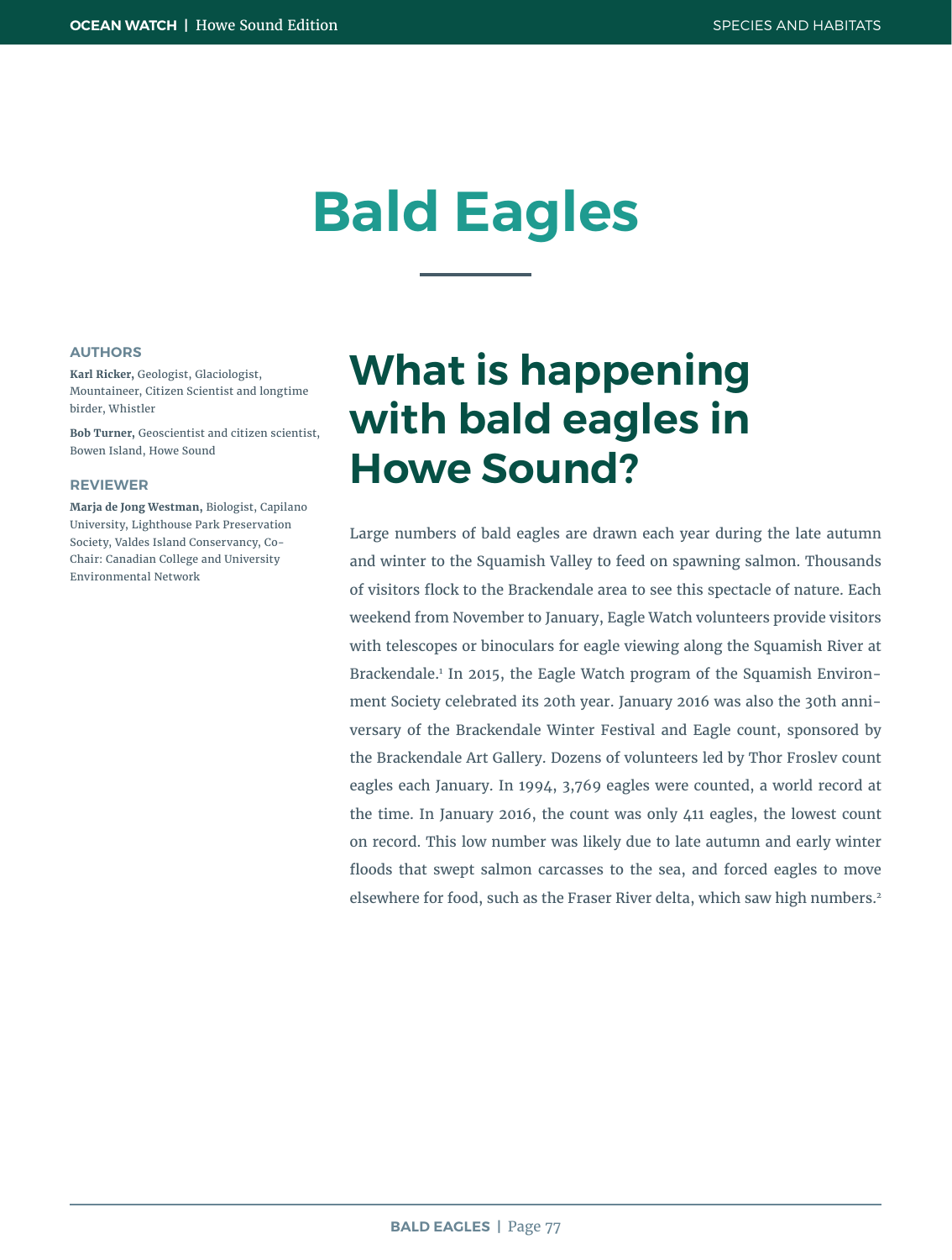# Bald Eagles

### AUTHORS

**Karl Ricker,** Geologist, Glaciologist, Mountaineer, Citizen Scientist and longtime birder, Whistler

**Bob Turner,** Geoscientist and citizen scientist, Bowen Island, Howe Sound

### REVIEWER

**Marja de Jong Westman,** Biologist, Capilano University, Lighthouse Park Preservation Society, Valdes Island Conservancy, Co-Chair: Canadian College and University Environmental Network

## What is happening with bald eagles in Howe Sound?

Large numbers of bald eagles are drawn each year during the late autumn and winter to the Squamish Valley to feed on spawning salmon. Thousands of visitors flock to the Brackendale area to see this spectacle of nature. Each weekend from November to January, Eagle Watch volunteers provide visitors with telescopes or binoculars for eagle viewing along the Squamish River at Brackendale.[1] In 2015, the Eagle Watch program of the Squamish Environment Society celebrated its 20th year. January 2016 was also the 30th anniversary of the Brackendale Winter Festival and Eagle count, sponsored by the Brackendale Art Gallery. Dozens of volunteers led by Thor Froslev count eagles each January. In 1994, 3,769 eagles were counted, a world record at the time. In January 2016, the count was only 411 eagles, the lowest count on record. This low number was likely due to late autumn and early winter floods that swept salmon carcasses to the sea, and forced eagles to move elsewhere for food, such as the Fraser River delta, which saw high numbers.[2]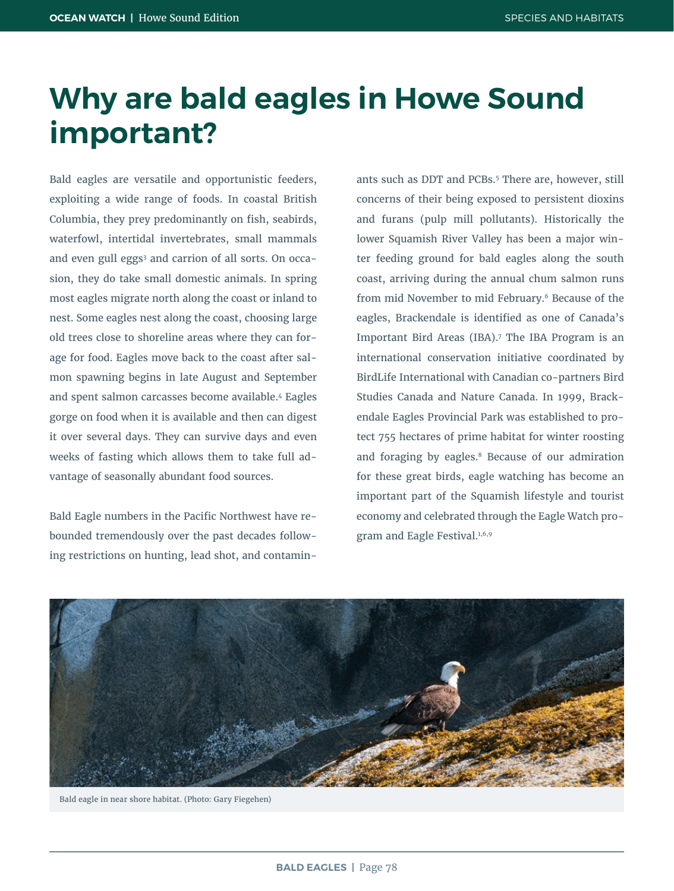# Why are bald eagles in Howe Sound important?

Bald eagles are versatile and opportunistic feeders, exploiting a wide range of foods. In coastal British Columbia, they prey predominantly on fish, seabirds, waterfowl, intertidal invertebrates, small mammals and even gull eggs[3] and carrion of all sorts. On occasion, they do take small domestic animals. In spring most eagles migrate north along the coast or inland to nest. Some eagles nest along the coast, choosing large old trees close to shoreline areas where they can forage for food. Eagles move back to the coast after salmon spawning begins in late August and September and spent salmon carcasses become available.[4] Eagles gorge on food when it is available and then can digest it over several days. They can survive days and even weeks of fasting which allows them to take full advantage of seasonally abundant food sources.

Bald Eagle numbers in the Pacific Northwest have rebounded tremendously over the past decades following restrictions on hunting, lead shot, and contaminants such as DDT and PCBs.[5] There are, however, still concerns of their being exposed to persistent dioxins and furans (pulp mill pollutants). Historically the lower Squamish River Valley has been a major winter feeding ground for bald eagles along the south coast, arriving during the annual chum salmon runs from mid November to mid February.[6] Because of the eagles, Brackendale is identified as one of Canada's Important Bird Areas (IBA).[7] The IBA Program is an international conservation initiative coordinated by BirdLife International with Canadian co-partners Bird Studies Canada and Nature Canada. In 1999, Brackendale Eagles Provincial Park was established to protect 755 hectares of prime habitat for winter roosting and foraging by eagles.[8] Because of our admiration for these great birds, eagle watching has become an important part of the Squamish lifestyle and tourist economy and celebrated through the Eagle Watch program and Eagle Festival.[1,6,9]

Bald eagle in near shore habitat. (Photo: Gary Fiegehen)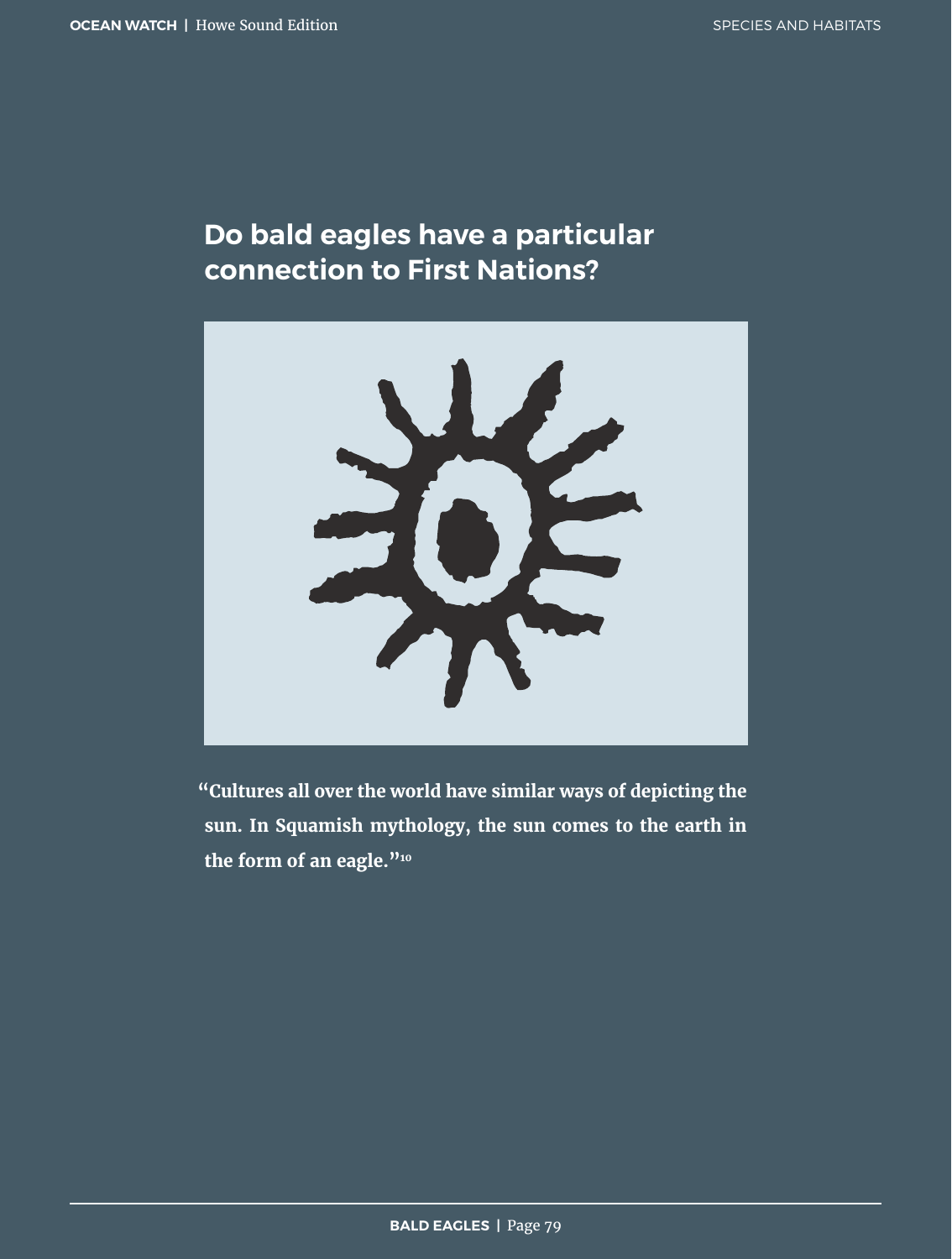## Do bald eagles have a particular connection to First Nations?

"Cultures all over the world have similar ways of depicting the sun. In Squamish mythology, the sun comes to the earth in the form of an eagle."[10]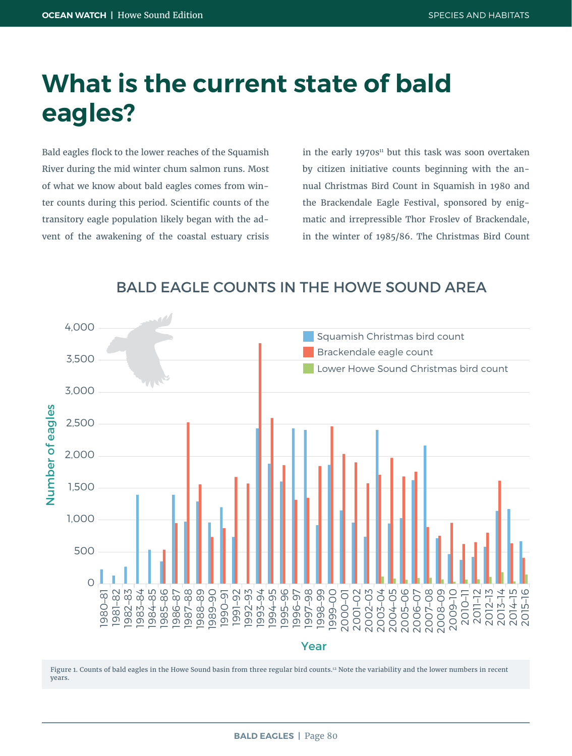# What is the current state of bald eagles?

Bald eagles flock to the lower reaches of the Squamish River during the mid winter chum salmon runs. Most of what we know about bald eagles comes from winter counts during this period. Scientific counts of the transitory eagle population likely began with the advent of the awakening of the coastal estuary crisis in the early 1970s[11] but this task was soon overtaken by citizen initiative counts beginning with the annual Christmas Bird Count in Squamish in 1980 and the Brackendale Eagle Festival, sponsored by enigmatic and irrepressible Thor Froslev of Brackendale, in the winter of 1985/86. The Christmas Bird Count

## BALD EAGLE COUNTS IN THE HOWE SOUND AREA

Figure 1. Counts of bald eagles in the Howe Sound basin from three regular bird counts.[12] Note the variability and the lower numbers in recent years.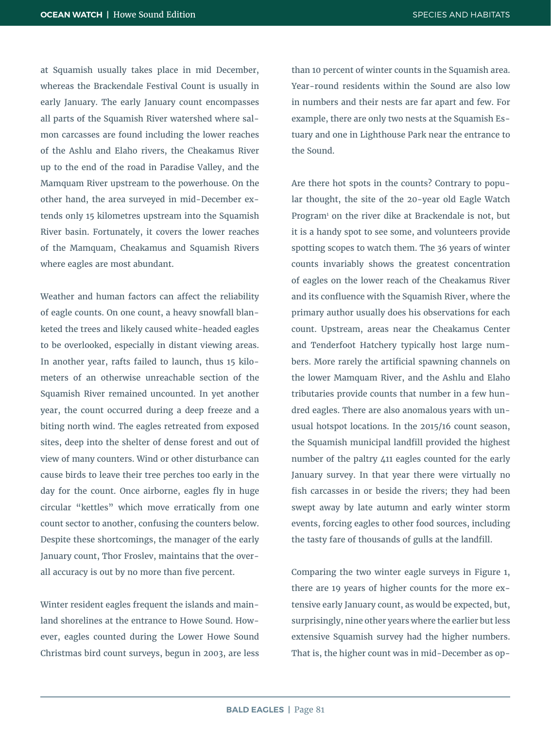at Squamish usually takes place in mid December, whereas the Brackendale Festival Count is usually in early January. The early January count encompasses all parts of the Squamish River watershed where salmon carcasses are found including the lower reaches of the Ashlu and Elaho rivers, the Cheakamus River up to the end of the road in Paradise Valley, and the Mamquam River upstream to the powerhouse. On the other hand, the area surveyed in mid-December extends only 15 kilometres upstream into the Squamish River basin. Fortunately, it covers the lower reaches of the Mamquam, Cheakamus and Squamish Rivers where eagles are most abundant.

Weather and human factors can affect the reliability of eagle counts. On one count, a heavy snowfall blanketed the trees and likely caused white-headed eagles to be overlooked, especially in distant viewing areas. In another year, rafts failed to launch, thus 15 kilometers of an otherwise unreachable section of the Squamish River remained uncounted. In yet another year, the count occurred during a deep freeze and a biting north wind. The eagles retreated from exposed sites, deep into the shelter of dense forest and out of view of many counters. Wind or other disturbance can cause birds to leave their tree perches too early in the day for the count. Once airborne, eagles fly in huge circular "kettles" which move erratically from one count sector to another, confusing the counters below. Despite these shortcomings, the manager of the early January count, Thor Froslev, maintains that the overall accuracy is out by no more than five percent.

Winter resident eagles frequent the islands and mainland shorelines at the entrance to Howe Sound. However, eagles counted during the Lower Howe Sound Christmas bird count surveys, begun in 2003, are less than 10 percent of winter counts in the Squamish area. Year-round residents within the Sound are also low in numbers and their nests are far apart and few. For example, there are only two nests at the Squamish Estuary and one in Lighthouse Park near the entrance to the Sound.

Are there hot spots in the counts? Contrary to popular thought, the site of the 20-year old Eagle Watch Program[1] on the river dike at Brackendale is not, but it is a handy spot to see some, and volunteers provide spotting scopes to watch them. The 36 years of winter counts invariably shows the greatest concentration of eagles on the lower reach of the Cheakamus River and its confluence with the Squamish River, where the primary author usually does his observations for each count. Upstream, areas near the Cheakamus Center and Tenderfoot Hatchery typically host large numbers. More rarely the artificial spawning channels on the lower Mamquam River, and the Ashlu and Elaho tributaries provide counts that number in a few hundred eagles. There are also anomalous years with unusual hotspot locations. In the 2015/16 count season, the Squamish municipal landfill provided the highest number of the paltry 411 eagles counted for the early January survey. In that year there were virtually no fish carcasses in or beside the rivers; they had been swept away by late autumn and early winter storm events, forcing eagles to other food sources, including the tasty fare of thousands of gulls at the landfill.

Comparing the two winter eagle surveys in Figure 1, there are 19 years of higher counts for the more extensive early January count, as would be expected, but, surprisingly, nine other years where the earlier but less extensive Squamish survey had the higher numbers. That is, the higher count was in mid-December as op-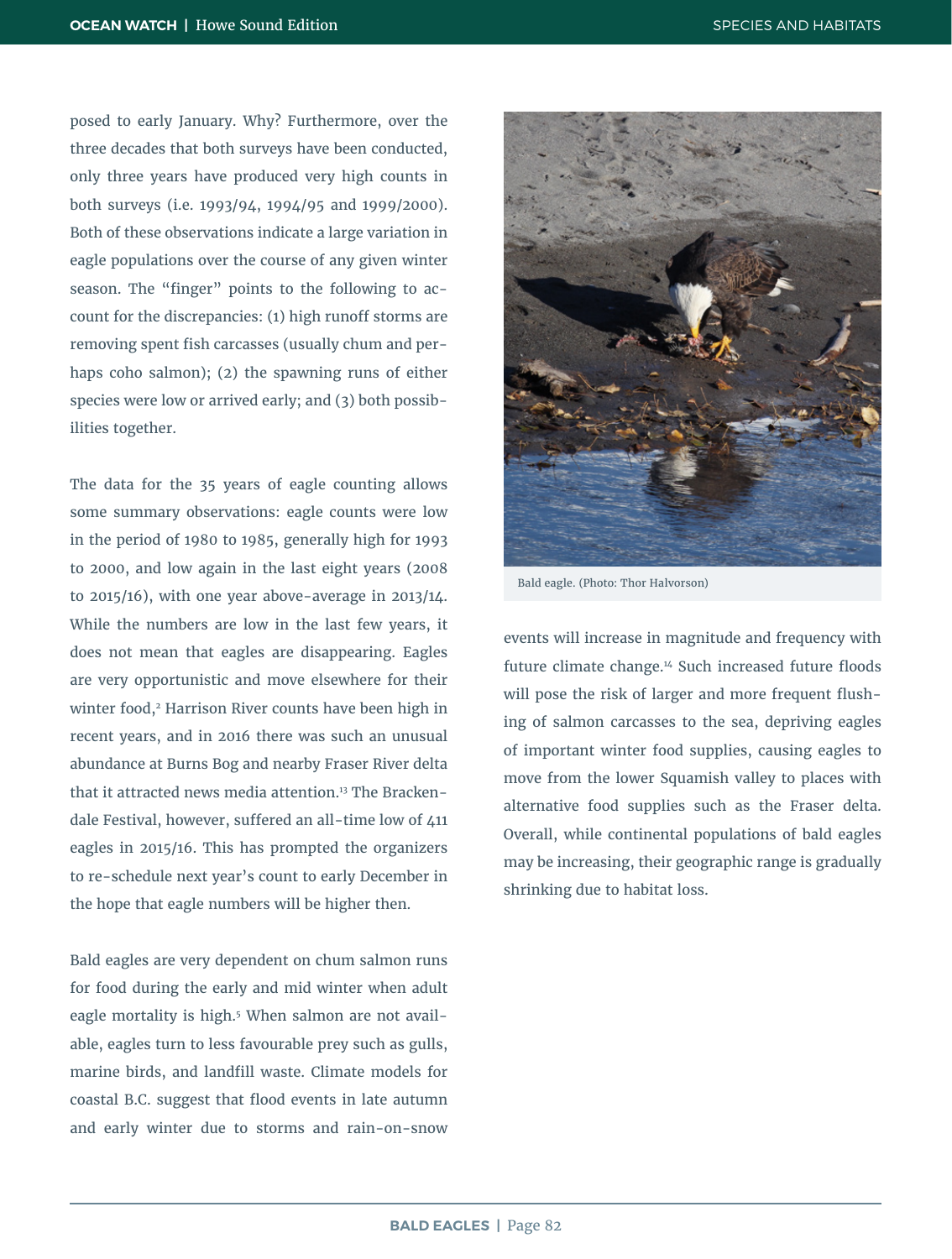posed to early January. Why? Furthermore, over the three decades that both surveys have been conducted, only three years have produced very high counts in both surveys (i.e. 1993/94, 1994/95 and 1999/2000). Both of these observations indicate a large variation in eagle populations over the course of any given winter season. The "finger" points to the following to account for the discrepancies: (1) high runoff storms are removing spent fish carcasses (usually chum and perhaps coho salmon); (2) the spawning runs of either species were low or arrived early; and (3) both possibilities together.

The data for the 35 years of eagle counting allows some summary observations: eagle counts were low in the period of 1980 to 1985, generally high for 1993 to 2000, and low again in the last eight years (2008 to 2015/16), with one year above-average in 2013/14. While the numbers are low in the last few years, it does not mean that eagles are disappearing. Eagles are very opportunistic and move elsewhere for their winter food,[2] Harrison River counts have been high in recent years, and in 2016 there was such an unusual abundance at Burns Bog and nearby Fraser River delta that it attracted news media attention.[13] The Brackendale Festival, however, suffered an all-time low of 411 eagles in 2015/16. This has prompted the organizers to re-schedule next year's count to early December in the hope that eagle numbers will be higher then.

Bald eagles are very dependent on chum salmon runs for food during the early and mid winter when adult eagle mortality is high.[5] When salmon are not available, eagles turn to less favourable prey such as gulls, marine birds, and landfill waste. Climate models for coastal B.C. suggest that flood events in late autumn and early winter due to storms and rain-on-snow events will increase in magnitude and frequency with future climate change.[14] Such increased future floods will pose the risk of larger and more frequent flushing of salmon carcasses to the sea, depriving eagles of important winter food supplies, causing eagles to move from the lower Squamish valley to places with alternative food supplies such as the Fraser delta. Overall, while continental populations of bald eagles may be increasing, their geographic range is gradually shrinking due to habitat loss.

Bald eagle. (Photo: Thor Halvorson)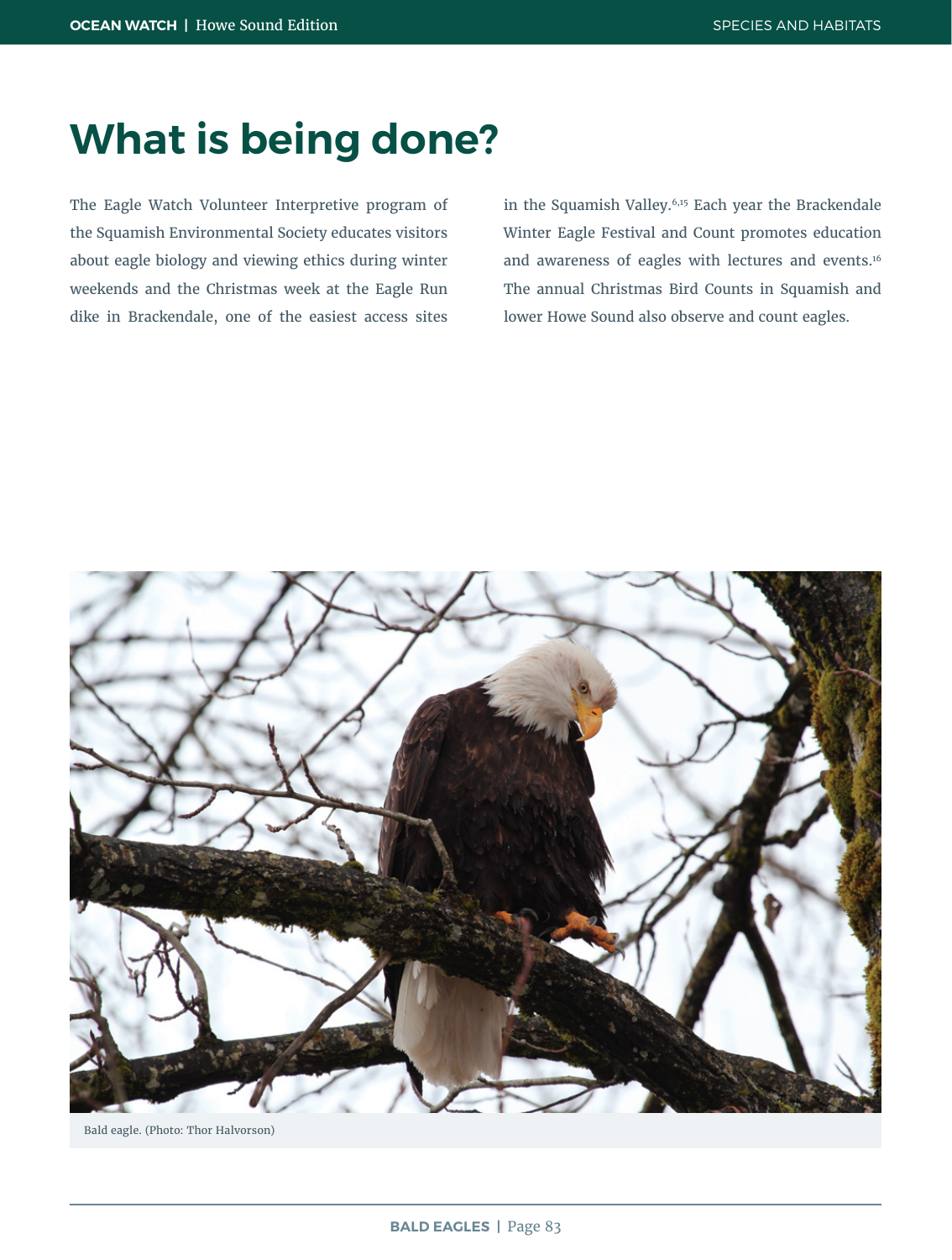# What is being done?

The Eagle Watch Volunteer Interpretive program of the Squamish Environmental Society educates visitors about eagle biology and viewing ethics during winter weekends and the Christmas week at the Eagle Run dike in Brackendale, one of the easiest access sites in the Squamish Valley.[6,15] Each year the Brackendale Winter Eagle Festival and Count promotes education and awareness of eagles with lectures and events.[16] The annual Christmas Bird Counts in Squamish and lower Howe Sound also observe and count eagles.

Bald eagle. (Photo: Thor Halvorson)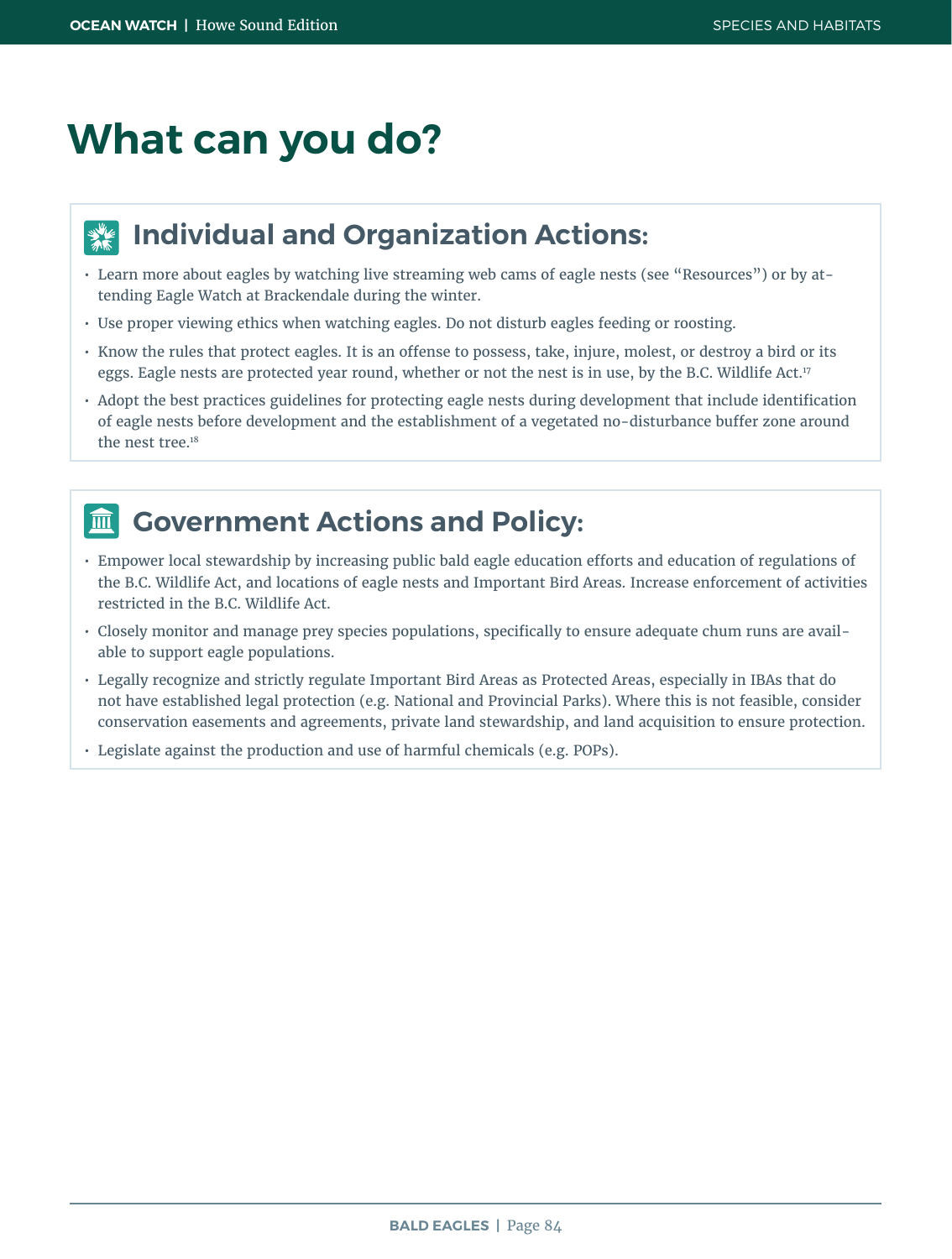# What can you do?

## Individual and Organization Actions:

- Learn more about eagles by watching live streaming web cams of eagle nests (see "Resources") or by attending Eagle Watch at Brackendale during the winter.
- Use proper viewing ethics when watching eagles. Do not disturb eagles feeding or roosting.
- Know the rules that protect eagles. It is an offense to possess, take, injure, molest, or destroy a bird or its eggs. Eagle nests are protected year round, whether or not the nest is in use, by the B.C. Wildlife Act.[17]
- Adopt the best practices guidelines for protecting eagle nests during development that include identification of eagle nests before development and the establishment of a vegetated no-disturbance buffer zone around the nest tree.[18]

## Government Actions and Policy:

- Empower local stewardship by increasing public bald eagle education efforts and education of regulations of the B.C. Wildlife Act, and locations of eagle nests and Important Bird Areas. Increase enforcement of activities restricted in the B.C. Wildlife Act.
- Closely monitor and manage prey species populations, specifically to ensure adequate chum runs are available to support eagle populations.
- Legally recognize and strictly regulate Important Bird Areas as Protected Areas, especially in IBAs that do not have established legal protection (e.g. National and Provincial Parks). Where this is not feasible, consider conservation easements and agreements, private land stewardship, and land acquisition to ensure protection.
- Legislate against the production and use of harmful chemicals (e.g. POPs).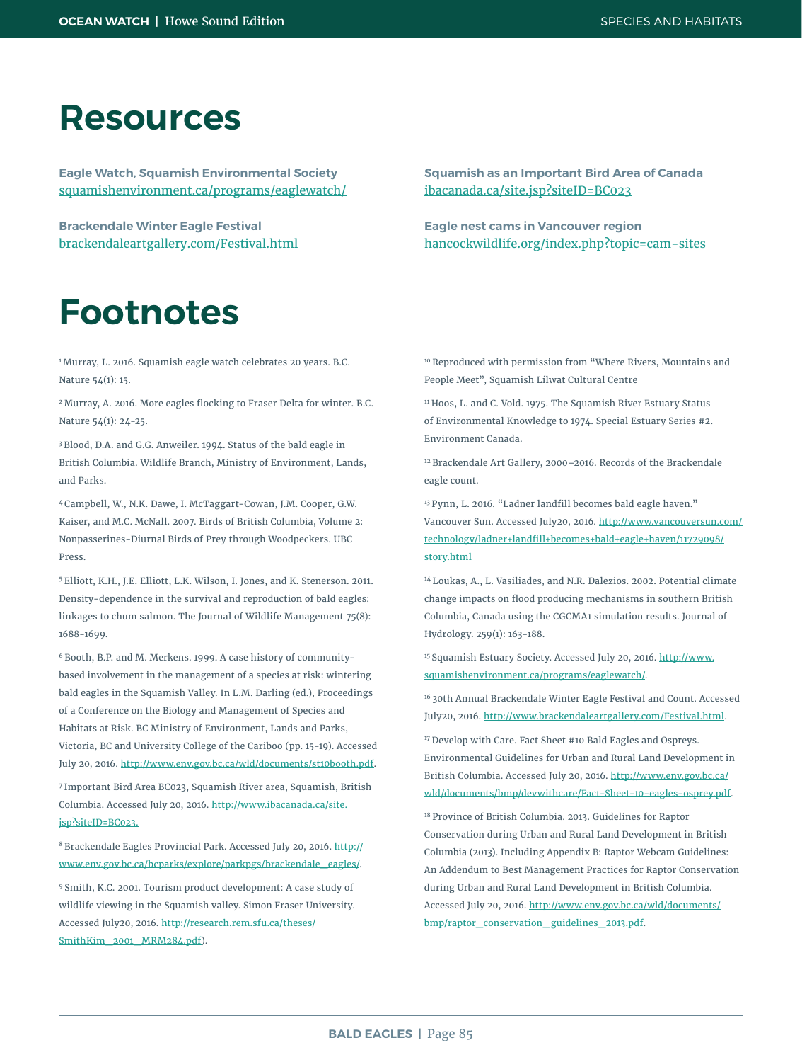# Resources

**Eagle Watch, Squamish Environmental Society**
squamishenvironment.ca/programs/eaglewatch/

**Brackendale Winter Eagle Festival**
brackendaleartgallery.com/Festival.html

**Squamish as an Important Bird Area of Canada**
ibacanada.ca/site.jsp?siteID=BC023

**Eagle nest cams in Vancouver region**
hancockwildlife.org/index.php?topic=cam-sites

# Footnotes

[1] Murray, L. 2016. Squamish eagle watch celebrates 20 years. B.C. Nature 54(1): 15.

[2] Murray, A. 2016. More eagles flocking to Fraser Delta for winter. B.C. Nature 54(1): 24-25.

[3] Blood, D.A. and G.G. Anweiler. 1994. Status of the bald eagle in British Columbia. Wildlife Branch, Ministry of Environment, Lands, and Parks.

[4] Campbell, W., N.K. Dawe, I. McTaggart-Cowan, J.M. Cooper, G.W. Kaiser, and M.C. McNall. 2007. Birds of British Columbia, Volume 2: Nonpasserines-Diurnal Birds of Prey through Woodpeckers. UBC Press.

[5] Elliott, K.H., J.E. Elliott, L.K. Wilson, I. Jones, and K. Stenerson. 2011. Density-dependence in the survival and reproduction of bald eagles: linkages to chum salmon. The Journal of Wildlife Management 75(8): 1688-1699.

[6] Booth, B.P. and M. Merkens. 1999. A case history of community-based involvement in the management of a species at risk: wintering bald eagles in the Squamish Valley. In L.M. Darling (ed.), Proceedings of a Conference on the Biology and Management of Species and Habitats at Risk. BC Ministry of Environment, Lands and Parks, Victoria, BC and University College of the Cariboo (pp. 15-19). Accessed July 20, 2016. http://www.env.gov.bc.ca/wld/documents/st10booth.pdf.

[7] Important Bird Area BC023, Squamish River area, Squamish, British Columbia. Accessed July 20, 2016. http://www.ibacanada.ca/site.jsp?siteID=BC023.

[8] Brackendale Eagles Provincial Park. Accessed July 20, 2016. http://www.env.gov.bc.ca/bcparks/explore/parkpgs/brackendale_eagles/.

[9] Smith, K.C. 2001. Tourism product development: A case study of wildlife viewing in the Squamish valley. Simon Fraser University. Accessed July20, 2016. http://research.rem.sfu.ca/theses/SmithKim_2001_MRM284.pdf).

[10] Reproduced with permission from "Where Rivers, Mountains and People Meet", Squamish Lílwat Cultural Centre

[11] Hoos, L. and C. Vold. 1975. The Squamish River Estuary Status of Environmental Knowledge to 1974. Special Estuary Series #2. Environment Canada.

[12] Brackendale Art Gallery, 2000–2016. Records of the Brackendale eagle count.

[13] Pynn, L. 2016. "Ladner landfill becomes bald eagle haven." Vancouver Sun. Accessed July20, 2016. http://www.vancouversun.com/technology/ladner+landfill+becomes+bald+eagle+haven/11729098/story.html

[14] Loukas, A., L. Vasiliades, and N.R. Dalezios. 2002. Potential climate change impacts on flood producing mechanisms in southern British Columbia, Canada using the CGCMA1 simulation results. Journal of Hydrology. 259(1): 163-188.

[15] Squamish Estuary Society. Accessed July 20, 2016. http://www.squamishenvironment.ca/programs/eaglewatch/.

[16] 30th Annual Brackendale Winter Eagle Festival and Count. Accessed July20, 2016. http://www.brackendaleartgallery.com/Festival.html.

[17] Develop with Care. Fact Sheet #10 Bald Eagles and Ospreys. Environmental Guidelines for Urban and Rural Land Development in British Columbia. Accessed July 20, 2016. http://www.env.gov.bc.ca/wld/documents/bmp/devwithcare/Fact-Sheet-10-eagles-osprey.pdf.

[18] Province of British Columbia. 2013. Guidelines for Raptor Conservation during Urban and Rural Land Development in British Columbia (2013). Including Appendix B: Raptor Webcam Guidelines: An Addendum to Best Management Practices for Raptor Conservation during Urban and Rural Land Development in British Columbia. Accessed July 20, 2016. http://www.env.gov.bc.ca/wld/documents/bmp/raptor_conservation_guidelines_2013.pdf.